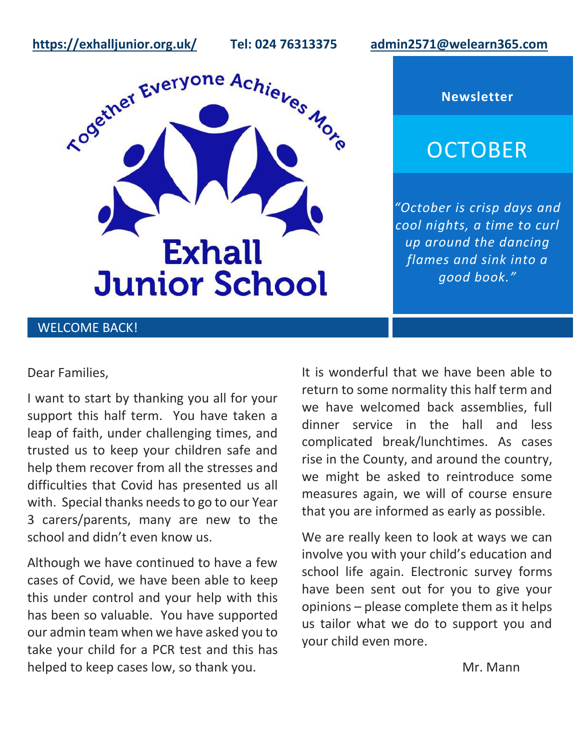https://exhalljunior.org.uk/ Tel: 024 76313375 admin2571@welearn365.com

Together Everyone Achieves More

# Exhall Junior School

**Newsletter**

## OCTOBER

*"October is crisp days and cool nights, a time to curl up around the dancing flames and sink into a good book."*

## WELCOME BACK!

Dear Families,

I want to start by thanking you all for your support this half term. You have taken a leap of faith, under challenging times, and trusted us to keep your children safe and help them recover from all the stresses and difficulties that Covid has presented us all with. Special thanks needs to go to our Year 3 carers/parents, many are new to the school and didn't even know us.

Although we have continued to have a few cases of Covid, we have been able to keep this under control and your help with this has been so valuable. You have supported our admin team when we have asked you to take your child for a PCR test and this has helped to keep cases low, so thank you.

It is wonderful that we have been able to return to some normality this half term and we have welcomed back assemblies, full dinner service in the hall and less complicated break/lunchtimes. As cases rise in the County, and around the country, we might be asked to reintroduce some measures again, we will of course ensure that you are informed as early as possible.

We are really keen to look at ways we can involve you with your child's education and school life again. Electronic survey forms have been sent out for you to give your opinions – please complete them as it helps us tailor what we do to support you and your child even more.

Mr. Mann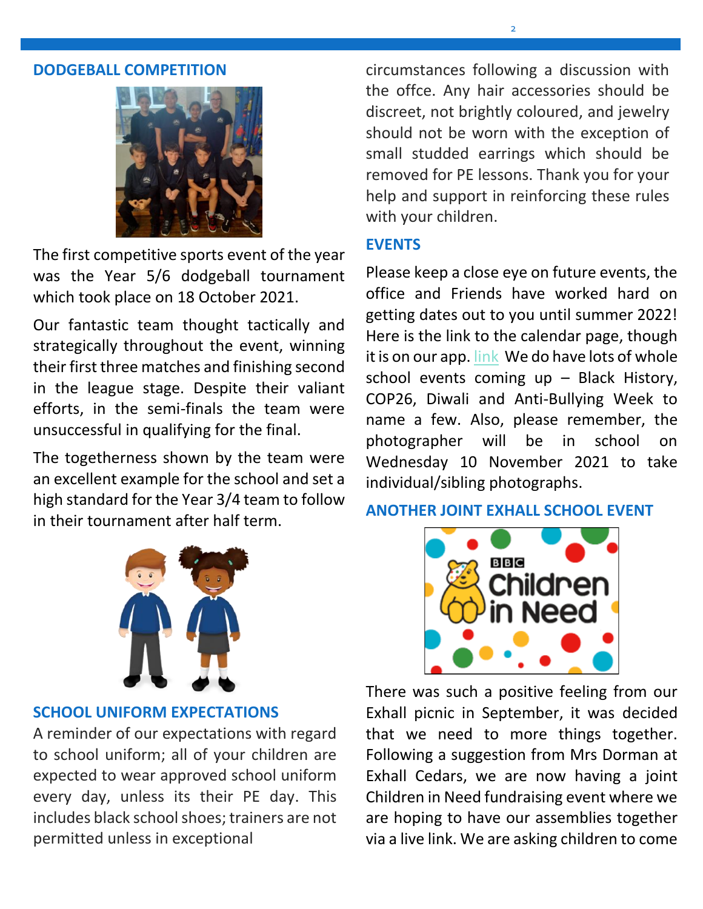## DODGEBALL COMPETITION

The first competitive sports event of the year was the Year 5/6 dodgeball tournament which took place on 18 October 2021.

Our fantastic team thought tactically and strategically throughout the event, winning their first three matches and finishing second in the league stage. Despite their valiant efforts, in the semi-finals the team were unsuccessful in qualifying for the final.

The togetherness shown by the team were an excellent example for the school and set a high standard for the Year 3/4 team to follow in their tournament after half term.

## SCHOOL UNIFORM EXPECTATIONS

A reminder of our expectations with regard to school uniform; all of your children are expected to wear approved school uniform every day, unless its their PE day. This includes black school shoes; trainers are not permitted unless in exceptional circumstances following a discussion with the offce. Any hair accessories should be discreet, not brightly coloured, and jewelry should not be worn with the exception of small studded earrings which should be removed for PE lessons. Thank you for your help and support in reinforcing these rules with your children.

## EVENTS

Please keep a close eye on future events, the office and Friends have worked hard on getting dates out to you until summer 2022! Here is the link to the calendar page, though it is on our app. link We do have lots of whole school events coming up – Black History, COP26, Diwali and Anti-Bullying Week to name a few. Also, please remember, the photographer will be in school on Wednesday 10 November 2021 to take individual/sibling photographs.

## ANOTHER JOINT EXHALL SCHOOL EVENT

There was such a positive feeling from our Exhall picnic in September, it was decided that we need to more things together. Following a suggestion from Mrs Dorman at Exhall Cedars, we are now having a joint Children in Need fundraising event where we are hoping to have our assemblies together via a live link. We are asking children to come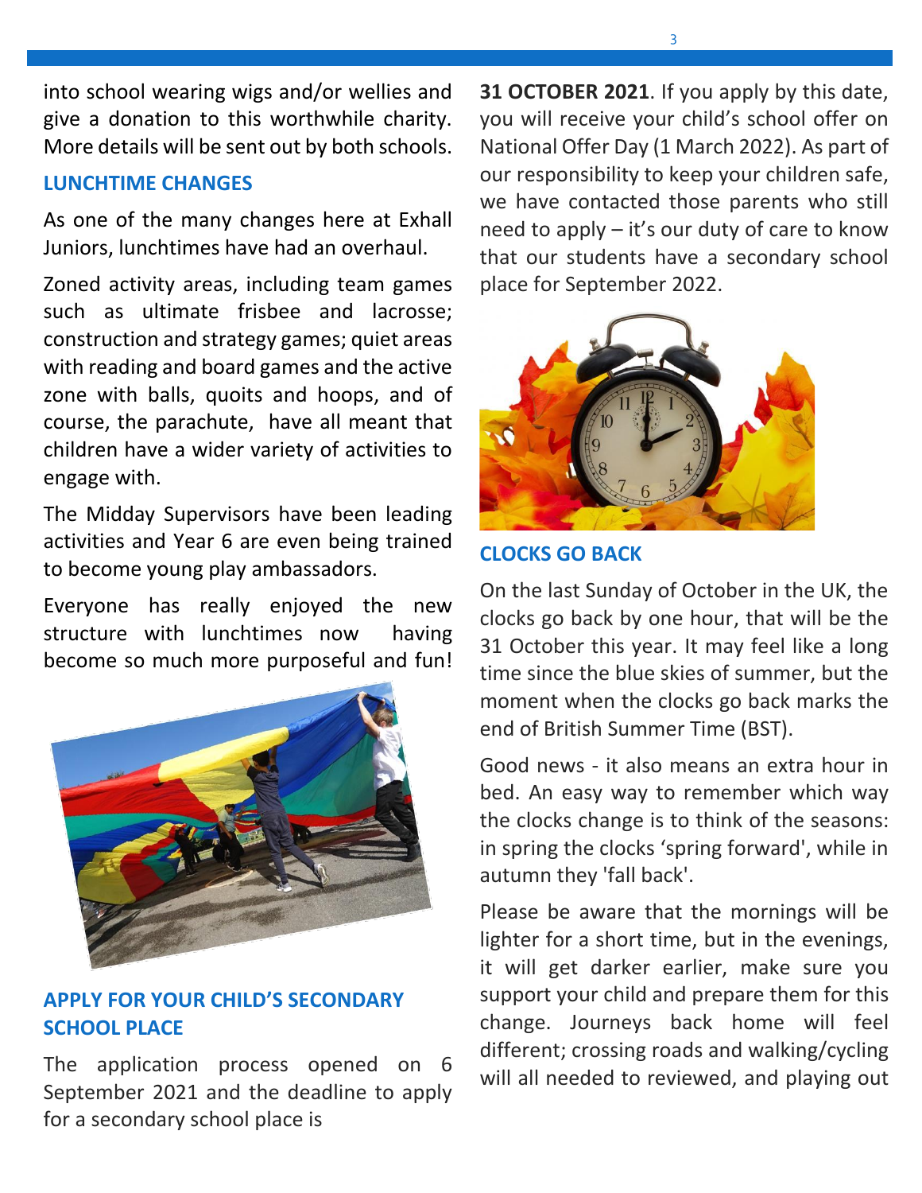into school wearing wigs and/or wellies and give a donation to this worthwhile charity. More details will be sent out by both schools.

## LUNCHTIME CHANGES

As one of the many changes here at Exhall Juniors, lunchtimes have had an overhaul.

Zoned activity areas, including team games such as ultimate frisbee and lacrosse; construction and strategy games; quiet areas with reading and board games and the active zone with balls, quoits and hoops, and of course, the parachute, have all meant that children have a wider variety of activities to engage with.

The Midday Supervisors have been leading activities and Year 6 are even being trained to become young play ambassadors.

Everyone has really enjoyed the new structure with lunchtimes now having become so much more purposeful and fun!

## APPLY FOR YOUR CHILD'S SECONDARY SCHOOL PLACE

The application process opened on 6 September 2021 and the deadline to apply for a secondary school place is **31 OCTOBER 2021**. If you apply by this date, you will receive your child's school offer on National Offer Day (1 March 2022). As part of our responsibility to keep your children safe, we have contacted those parents who still need to apply – it's our duty of care to know that our students have a secondary school place for September 2022.

## CLOCKS GO BACK

On the last Sunday of October in the UK, the clocks go back by one hour, that will be the 31 October this year. It may feel like a long time since the blue skies of summer, but the moment when the clocks go back marks the end of British Summer Time (BST).

Good news - it also means an extra hour in bed. An easy way to remember which way the clocks change is to think of the seasons: in spring the clocks 'spring forward', while in autumn they 'fall back'.

Please be aware that the mornings will be lighter for a short time, but in the evenings, it will get darker earlier, make sure you support your child and prepare them for this change. Journeys back home will feel different; crossing roads and walking/cycling will all needed to reviewed, and playing out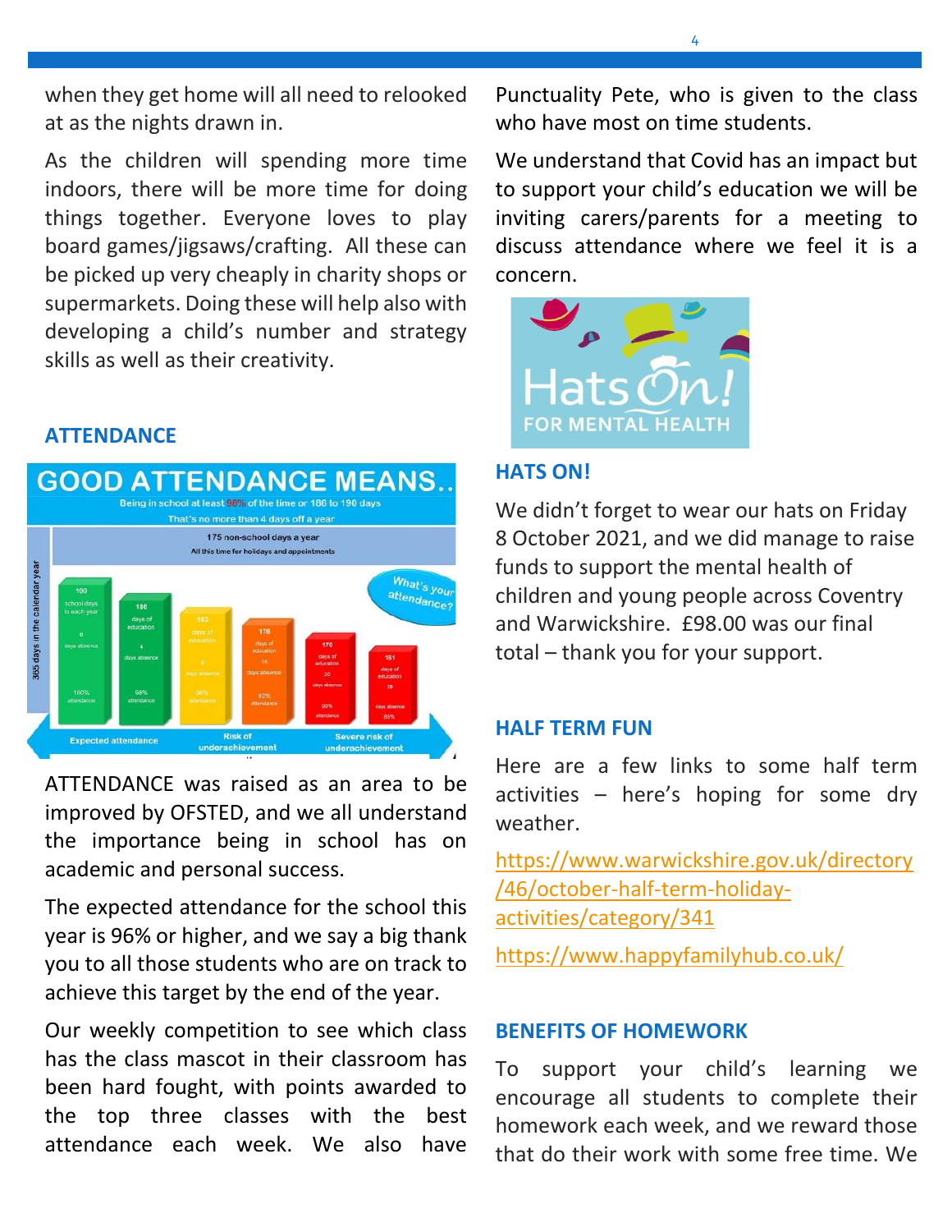when they get home will all need to relooked at as the nights drawn in.

As the children will spending more time indoors, there will be more time for doing things together. Everyone loves to play board games/jigsaws/crafting. All these can be picked up very cheaply in charity shops or supermarkets. Doing these will help also with developing a child's number and strategy skills as well as their creativity.

## ATTENDANCE

ATTENDANCE was raised as an area to be improved by OFSTED, and we all understand the importance being in school has on academic and personal success.

The expected attendance for the school this year is 96% or higher, and we say a big thank you to all those students who are on track to achieve this target by the end of the year.

Our weekly competition to see which class has the class mascot in their classroom has been hard fought, with points awarded to the top three classes with the best attendance each week. We also have Punctuality Pete, who is given to the class who have most on time students.

We understand that Covid has an impact but to support your child's education we will be inviting carers/parents for a meeting to discuss attendance where we feel it is a concern.

## HATS ON!

We didn't forget to wear our hats on Friday 8 October 2021, and we did manage to raise funds to support the mental health of children and young people across Coventry and Warwickshire. £98.00 was our final total – thank you for your support.

## HALF TERM FUN

Here are a few links to some half term activities – here's hoping for some dry weather.

https://www.warwickshire.gov.uk/directory/46/october-half-term-holiday-activities/category/341

https://www.happyfamilyhub.co.uk/

## BENEFITS OF HOMEWORK

To support your child's learning we encourage all students to complete their homework each week, and we reward those that do their work with some free time. We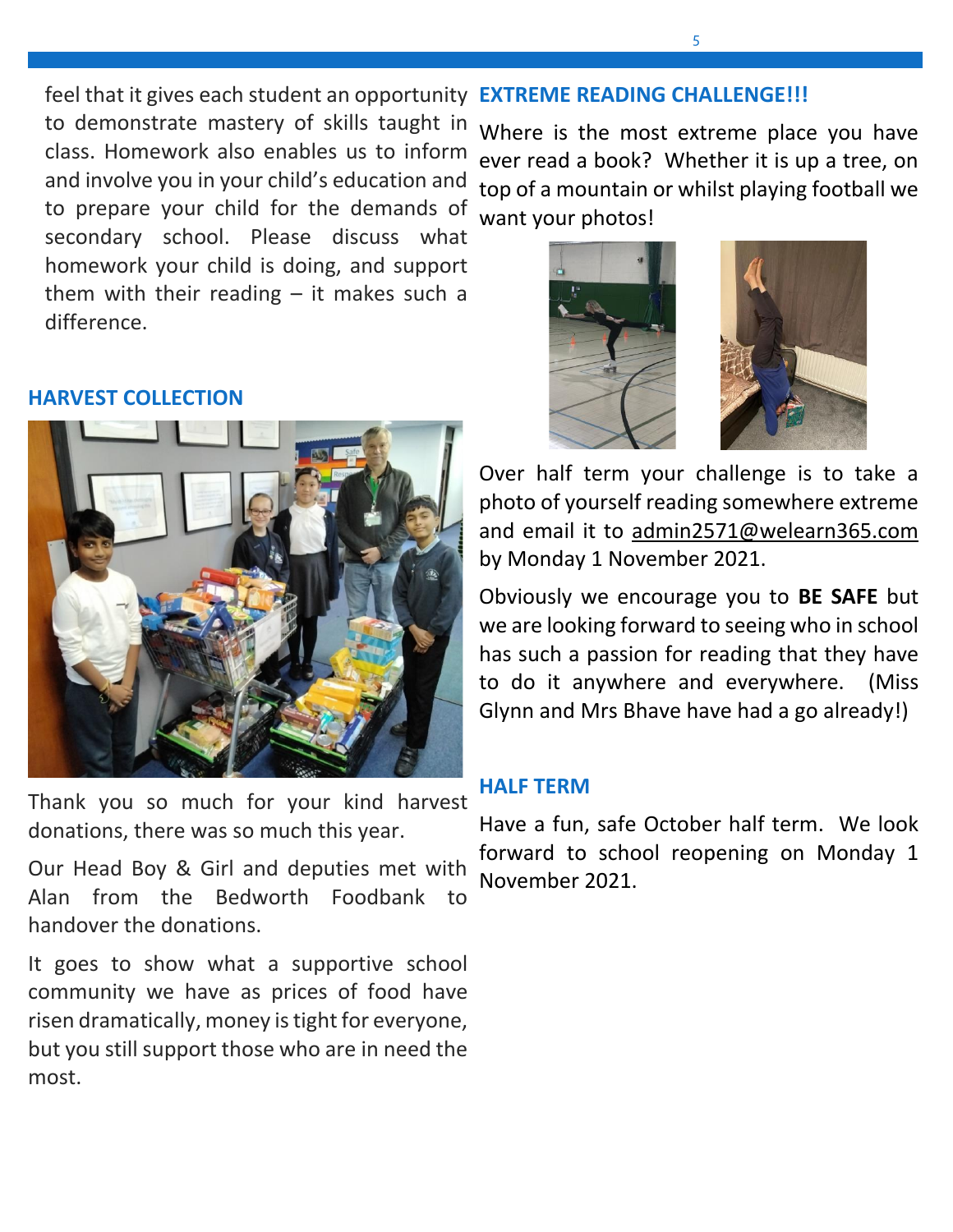feel that it gives each student an opportunity to demonstrate mastery of skills taught in class. Homework also enables us to inform and involve you in your child's education and to prepare your child for the demands of secondary school. Please discuss what homework your child is doing, and support them with their reading – it makes such a difference.

## HARVEST COLLECTION

Thank you so much for your kind harvest donations, there was so much this year.

Our Head Boy & Girl and deputies met with Alan from the Bedworth Foodbank to handover the donations.

It goes to show what a supportive school community we have as prices of food have risen dramatically, money is tight for everyone, but you still support those who are in need the most.

## EXTREME READING CHALLENGE!!!

Where is the most extreme place you have ever read a book? Whether it is up a tree, on top of a mountain or whilst playing football we want your photos!

Over half term your challenge is to take a photo of yourself reading somewhere extreme and email it to admin2571@welearn365.com by Monday 1 November 2021.

Obviously we encourage you to **BE SAFE** but we are looking forward to seeing who in school has such a passion for reading that they have to do it anywhere and everywhere. (Miss Glynn and Mrs Bhave have had a go already!)

## HALF TERM

Have a fun, safe October half term. We look forward to school reopening on Monday 1 November 2021.